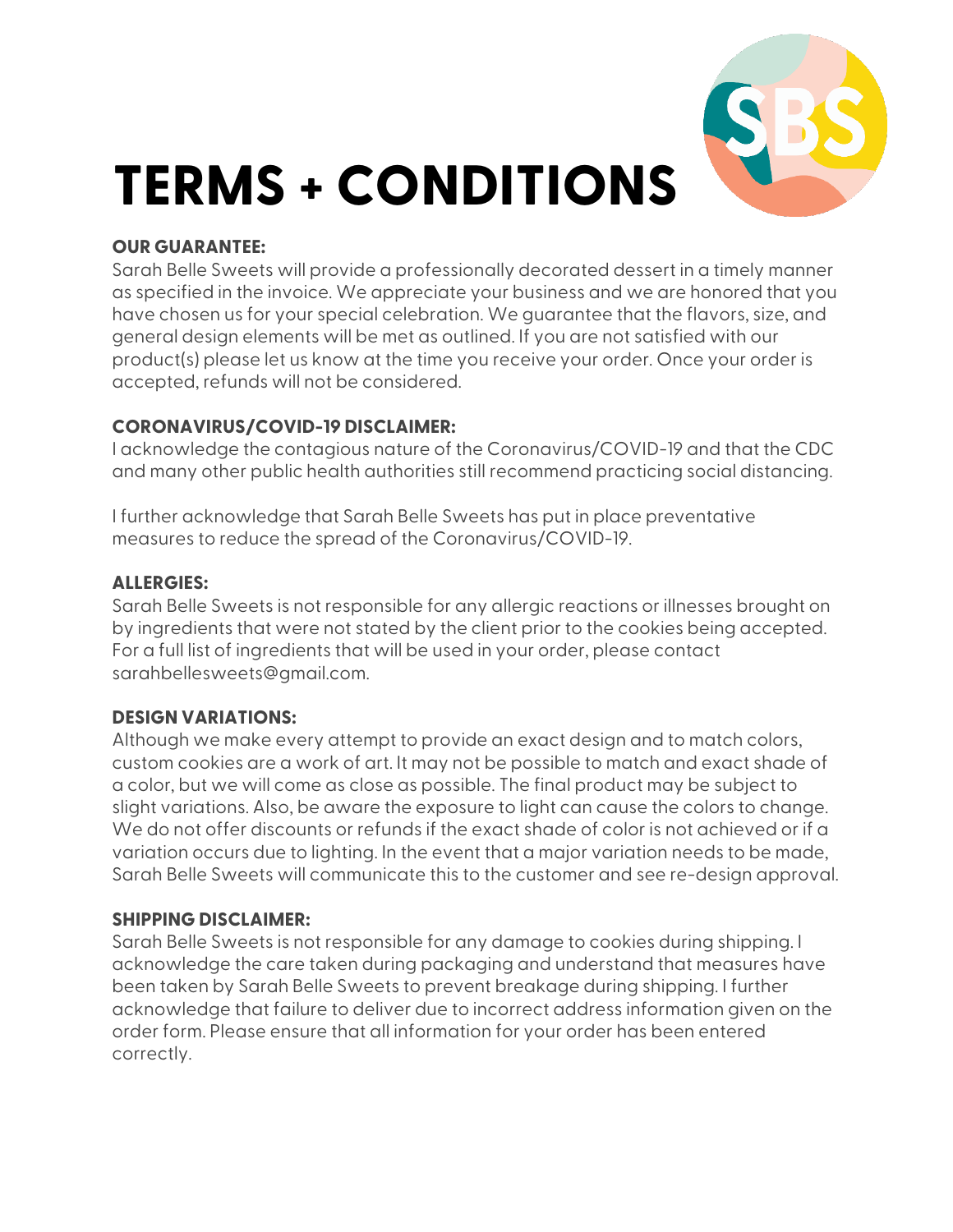# TERMS + CONDITIONS

**OUR GUARANTEE:**
Sarah Belle Sweets will provide a professionally decorated dessert in a timely manner as specified in the invoice. We appreciate your business and we are honored that you have chosen us for your special celebration. We guarantee that the flavors, size, and general design elements will be met as outlined. If you are not satisfied with our product(s) please let us know at the time you receive your order. Once your order is accepted, refunds will not be considered.

**CORONAVIRUS/COVID-19 DISCLAIMER:**
I acknowledge the contagious nature of the Coronavirus/COVID-19 and that the CDC and many other public health authorities still recommend practicing social distancing.

I further acknowledge that Sarah Belle Sweets has put in place preventative measures to reduce the spread of the Coronavirus/COVID-19.

**ALLERGIES:**
Sarah Belle Sweets is not responsible for any allergic reactions or illnesses brought on by ingredients that were not stated by the client prior to the cookies being accepted. For a full list of ingredients that will be used in your order, please contact sarahbellesweets@gmail.com.

**DESIGN VARIATIONS:**
Although we make every attempt to provide an exact design and to match colors, custom cookies are a work of art. It may not be possible to match and exact shade of a color, but we will come as close as possible. The final product may be subject to slight variations. Also, be aware the exposure to light can cause the colors to change. We do not offer discounts or refunds if the exact shade of color is not achieved or if a variation occurs due to lighting. In the event that a major variation needs to be made, Sarah Belle Sweets will communicate this to the customer and see re-design approval.

**SHIPPING DISCLAIMER:**
Sarah Belle Sweets is not responsible for any damage to cookies during shipping. I acknowledge the care taken during packaging and understand that measures have been taken by Sarah Belle Sweets to prevent breakage during shipping. I further acknowledge that failure to deliver due to incorrect address information given on the order form. Please ensure that all information for your order has been entered correctly.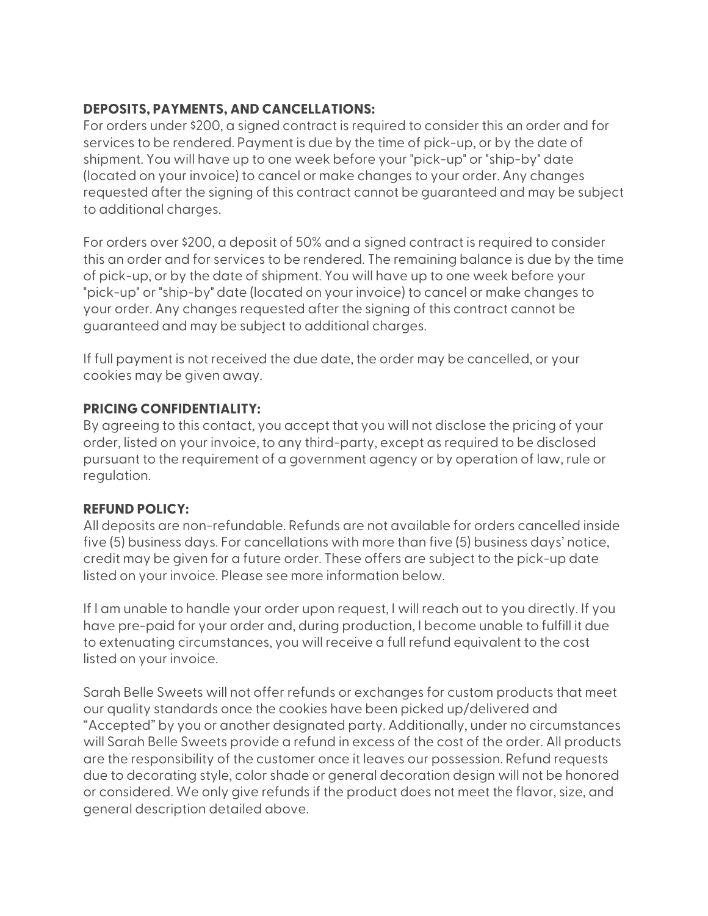**DEPOSITS, PAYMENTS, AND CANCELLATIONS:**

For orders under $200, a signed contract is required to consider this an order and for services to be rendered. Payment is due by the time of pick-up, or by the date of shipment. You will have up to one week before your "pick-up" or "ship-by" date (located on your invoice) to cancel or make changes to your order. Any changes requested after the signing of this contract cannot be guaranteed and may be subject to additional charges.

For orders over $200, a deposit of 50% and a signed contract is required to consider this an order and for services to be rendered. The remaining balance is due by the time of pick-up, or by the date of shipment. You will have up to one week before your "pick-up" or "ship-by" date (located on your invoice) to cancel or make changes to your order. Any changes requested after the signing of this contract cannot be guaranteed and may be subject to additional charges.

If full payment is not received the due date, the order may be cancelled, or your cookies may be given away.

**PRICING CONFIDENTIALITY:**

By agreeing to this contact, you accept that you will not disclose the pricing of your order, listed on your invoice, to any third-party, except as required to be disclosed pursuant to the requirement of a government agency or by operation of law, rule or regulation.

**REFUND POLICY:**

All deposits are non-refundable. Refunds are not available for orders cancelled inside five (5) business days. For cancellations with more than five (5) business days' notice, credit may be given for a future order. These offers are subject to the pick-up date listed on your invoice. Please see more information below.

If I am unable to handle your order upon request, I will reach out to you directly. If you have pre-paid for your order and, during production, I become unable to fulfill it due to extenuating circumstances, you will receive a full refund equivalent to the cost listed on your invoice.

Sarah Belle Sweets will not offer refunds or exchanges for custom products that meet our quality standards once the cookies have been picked up/delivered and "Accepted" by you or another designated party. Additionally, under no circumstances will Sarah Belle Sweets provide a refund in excess of the cost of the order. All products are the responsibility of the customer once it leaves our possession. Refund requests due to decorating style, color shade or general decoration design will not be honored or considered. We only give refunds if the product does not meet the flavor, size, and general description detailed above.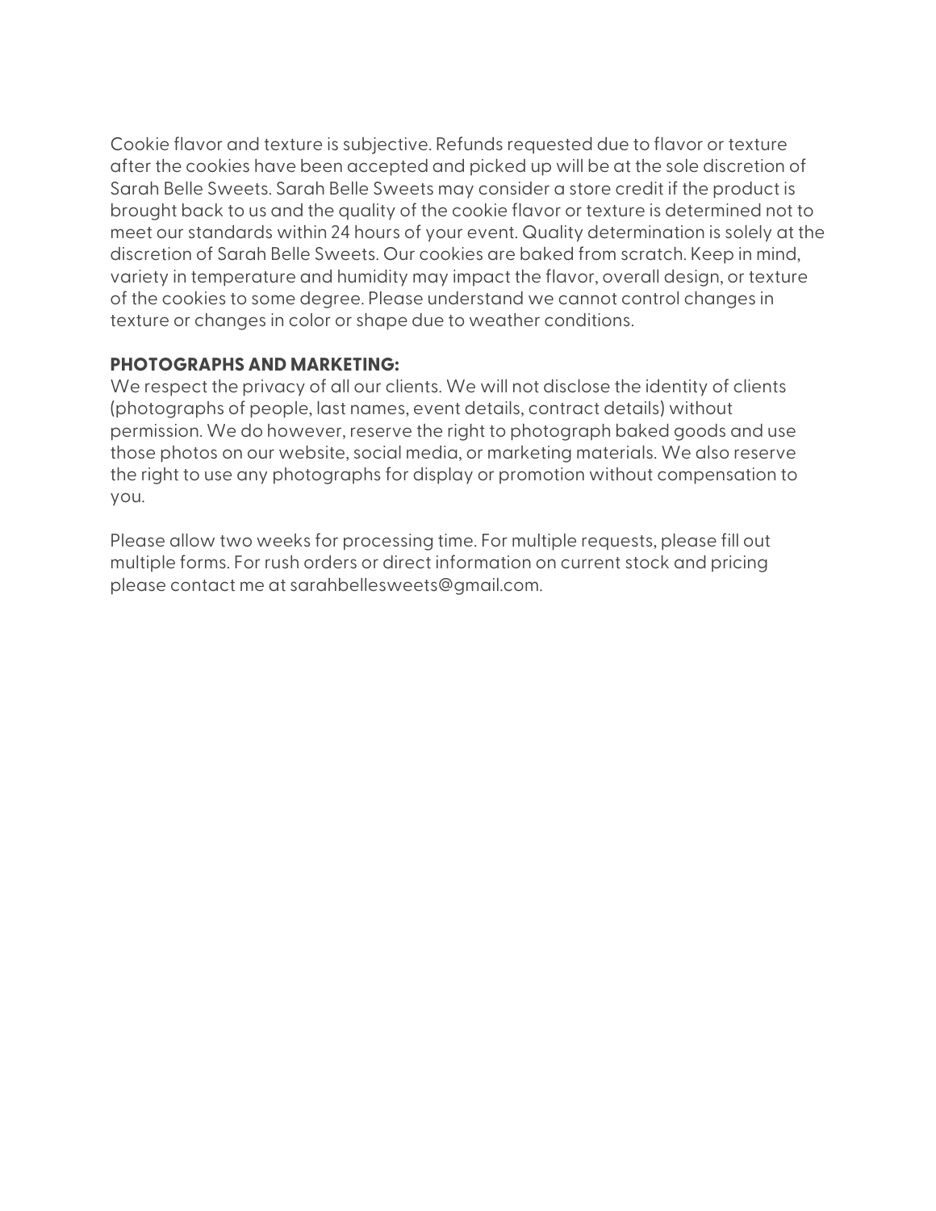Cookie flavor and texture is subjective. Refunds requested due to flavor or texture after the cookies have been accepted and picked up will be at the sole discretion of Sarah Belle Sweets. Sarah Belle Sweets may consider a store credit if the product is brought back to us and the quality of the cookie flavor or texture is determined not to meet our standards within 24 hours of your event. Quality determination is solely at the discretion of Sarah Belle Sweets. Our cookies are baked from scratch. Keep in mind, variety in temperature and humidity may impact the flavor, overall design, or texture of the cookies to some degree. Please understand we cannot control changes in texture or changes in color or shape due to weather conditions.

**PHOTOGRAPHS AND MARKETING:**
We respect the privacy of all our clients. We will not disclose the identity of clients (photographs of people, last names, event details, contract details) without permission. We do however, reserve the right to photograph baked goods and use those photos on our website, social media, or marketing materials. We also reserve the right to use any photographs for display or promotion without compensation to you.

Please allow two weeks for processing time. For multiple requests, please fill out multiple forms. For rush orders or direct information on current stock and pricing please contact me at sarahbellesweets@gmail.com.